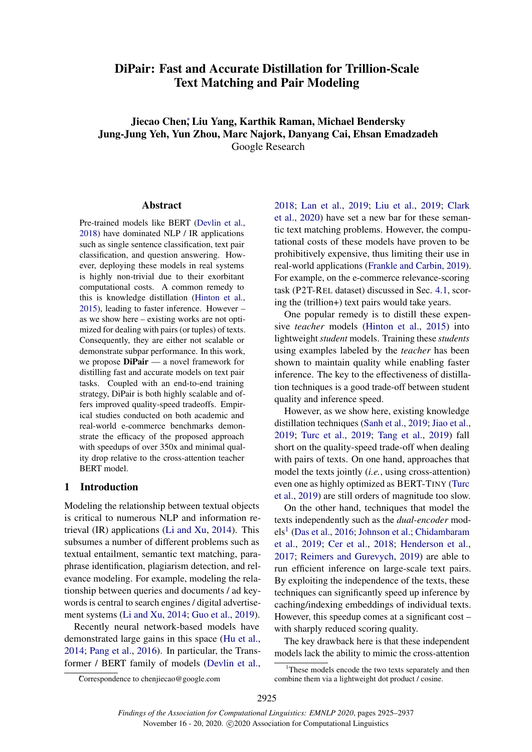# DiPair: Fast and Accurate Distillation for Trillion-Scale Text Matching and Pair Modeling

**Jiecao Chen\*, Liu Yang, Karthik Raman, Michael Bendersky**
**Jung-Jung Yeh, Yun Zhou, Marc Najork, Danyang Cai, Ehsan Emadzadeh**
Google Research

## Abstract

Pre-trained models like BERT (Devlin et al., 2018) have dominated NLP / IR applications such as single sentence classification, text pair classification, and question answering. However, deploying these models in real systems is highly non-trivial due to their exorbitant computational costs. A common remedy to this is knowledge distillation (Hinton et al., 2015), leading to faster inference. However – as we show here – existing works are not optimized for dealing with pairs (or tuples) of texts. Consequently, they are either not scalable or demonstrate subpar performance. In this work, we propose **DiPair** — a novel framework for distilling fast and accurate models on text pair tasks. Coupled with an end-to-end training strategy, DiPair is both highly scalable and offers improved quality-speed tradeoffs. Empirical studies conducted on both academic and real-world e-commerce benchmarks demonstrate the efficacy of the proposed approach with speedups of over 350x and minimal quality drop relative to the cross-attention teacher BERT model.

## 1 Introduction

Modeling the relationship between textual objects is critical to numerous NLP and information retrieval (IR) applications (Li and Xu, 2014). This subsumes a number of different problems such as textual entailment, semantic text matching, paraphrase identification, plagiarism detection, and relevance modeling. For example, modeling the relationship between queries and documents / ad keywords is central to search engines / digital advertisement systems (Li and Xu, 2014; Guo et al., 2019).

Recently neural network-based models have demonstrated large gains in this space (Hu et al., 2014; Pang et al., 2016). In particular, the Transformer / BERT family of models (Devlin et al., 2018; Lan et al., 2019; Liu et al., 2019; Clark et al., 2020) have set a new bar for these semantic text matching problems. However, the computational costs of these models have proven to be prohibitively expensive, thus limiting their use in real-world applications (Frankle and Carbin, 2019). For example, on the e-commerce relevance-scoring task (P2T-REL dataset) discussed in Sec. 4.1, scoring the (trillion+) text pairs would take years.

One popular remedy is to distill these expensive *teacher* models (Hinton et al., 2015) into lightweight *student* models. Training these *students* using examples labeled by the *teacher* has been shown to maintain quality while enabling faster inference. The key to the effectiveness of distillation techniques is a good trade-off between student quality and inference speed.

However, as we show here, existing knowledge distillation techniques (Sanh et al., 2019; Jiao et al., 2019; Turc et al., 2019; Tang et al., 2019) fall short on the quality-speed trade-off when dealing with pairs of texts. On one hand, approaches that model the texts jointly (*i.e.*, using cross-attention) even one as highly optimized as BERT-TINY (Turc et al., 2019) are still orders of magnitude too slow.

On the other hand, techniques that model the texts independently such as the *dual-encoder* models[1] (Das et al., 2016; Johnson et al.; Chidambaram et al., 2019; Cer et al., 2018; Henderson et al., 2017; Reimers and Gurevych, 2019) are able to run efficient inference on large-scale text pairs. By exploiting the independence of the texts, these techniques can significantly speed up inference by caching/indexing embeddings of individual texts. However, this speedup comes at a significant cost – with sharply reduced scoring quality.

The key drawback here is that these independent models lack the ability to mimic the cross-attention

---

\*Correspondence to chenjiecao@google.com

[1]These models encode the two texts separately and then combine them via a lightweight dot product / cosine.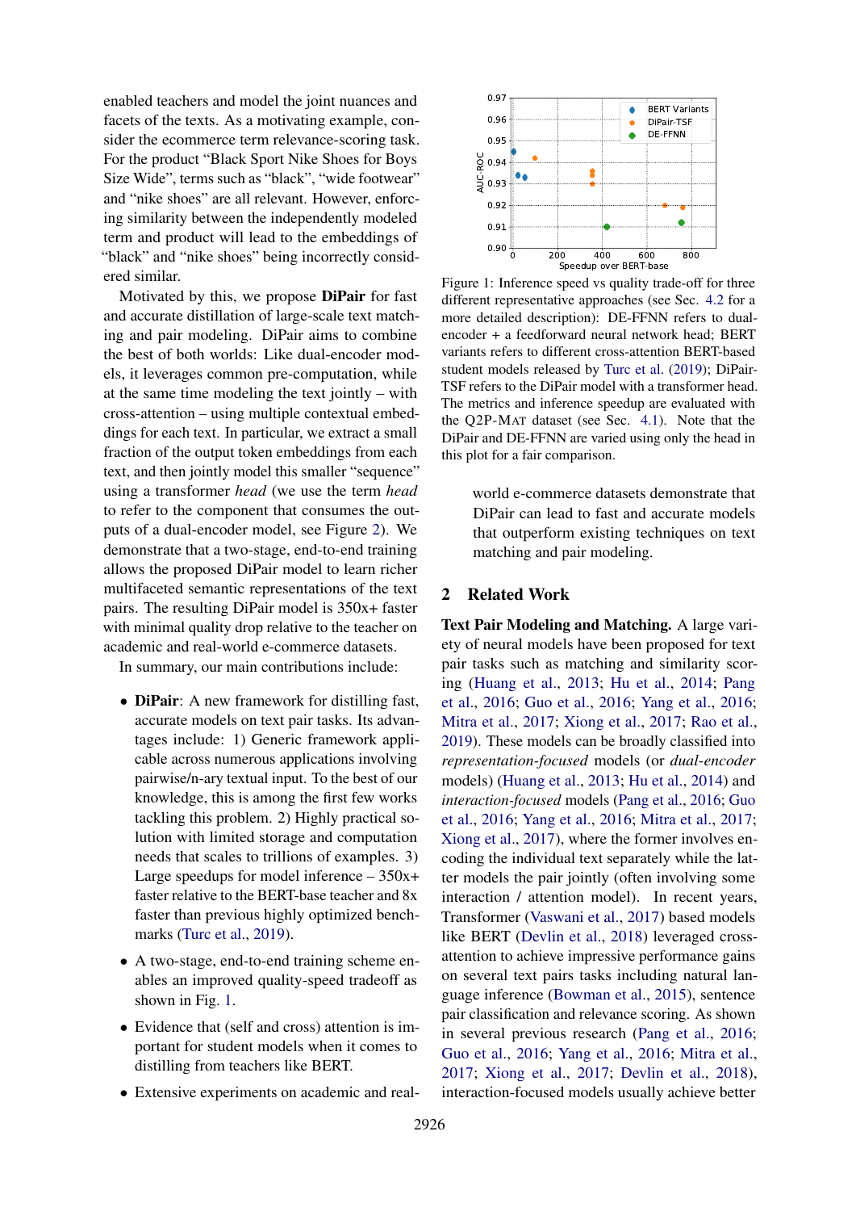enabled teachers and model the joint nuances and facets of the texts. As a motivating example, consider the ecommerce term relevance-scoring task. For the product "Black Sport Nike Shoes for Boys Size Wide", terms such as "black", "wide footwear" and "nike shoes" are all relevant. However, enforcing similarity between the independently modeled term and product will lead to the embeddings of "black" and "nike shoes" being incorrectly considered similar.

Motivated by this, we propose **DiPair** for fast and accurate distillation of large-scale text matching and pair modeling. DiPair aims to combine the best of both worlds: Like dual-encoder models, it leverages common pre-computation, while at the same time modeling the text jointly – with cross-attention – using multiple contextual embeddings for each text. In particular, we extract a small fraction of the output token embeddings from each text, and then jointly model this smaller "sequence" using a transformer *head* (we use the term *head* to refer to the component that consumes the outputs of a dual-encoder model, see Figure 2). We demonstrate that a two-stage, end-to-end training allows the proposed DiPair model to learn richer multifaceted semantic representations of the text pairs. The resulting DiPair model is 350x+ faster with minimal quality drop relative to the teacher on academic and real-world e-commerce datasets.

In summary, our main contributions include:

- **DiPair**: A new framework for distilling fast, accurate models on text pair tasks. Its advantages include: 1) Generic framework applicable across numerous applications involving pairwise/n-ary textual input. To the best of our knowledge, this is among the first few works tackling this problem. 2) Highly practical solution with limited storage and computation needs that scales to trillions of examples. 3) Large speedups for model inference – 350x+ faster relative to the BERT-base teacher and 8x faster than previous highly optimized benchmarks (Turc et al., 2019).
- A two-stage, end-to-end training scheme enables an improved quality-speed tradeoff as shown in Fig. 1.
- Evidence that (self and cross) attention is important for student models when it comes to distilling from teachers like BERT.
- Extensive experiments on academic and real-world e-commerce datasets demonstrate that DiPair can lead to fast and accurate models that outperform existing techniques on text matching and pair modeling.

Figure 1: Inference speed vs quality trade-off for three different representative approaches (see Sec. 4.2 for a more detailed description): DE-FFNN refers to dual-encoder + a feedforward neural network head; BERT variants refers to different cross-attention BERT-based student models released by Turc et al. (2019); DiPair-TSF refers to the DiPair model with a transformer head. The metrics and inference speedup are evaluated with the Q2P-MAT dataset (see Sec. 4.1). Note that the DiPair and DE-FFNN are varied using only the head in this plot for a fair comparison.

## 2 Related Work

**Text Pair Modeling and Matching.** A large variety of neural models have been proposed for text pair tasks such as matching and similarity scoring (Huang et al., 2013; Hu et al., 2014; Pang et al., 2016; Guo et al., 2016; Yang et al., 2016; Mitra et al., 2017; Xiong et al., 2017; Rao et al., 2019). These models can be broadly classified into *representation-focused* models (or *dual-encoder* models) (Huang et al., 2013; Hu et al., 2014) and *interaction-focused* models (Pang et al., 2016; Guo et al., 2016; Yang et al., 2016; Mitra et al., 2017; Xiong et al., 2017), where the former involves encoding the individual text separately while the latter models the pair jointly (often involving some interaction / attention model). In recent years, Transformer (Vaswani et al., 2017) based models like BERT (Devlin et al., 2018) leveraged cross-attention to achieve impressive performance gains on several text pairs tasks including natural language inference (Bowman et al., 2015), sentence pair classification and relevance scoring. As shown in several previous research (Pang et al., 2016; Guo et al., 2016; Yang et al., 2016; Mitra et al., 2017; Xiong et al., 2017; Devlin et al., 2018), interaction-focused models usually achieve better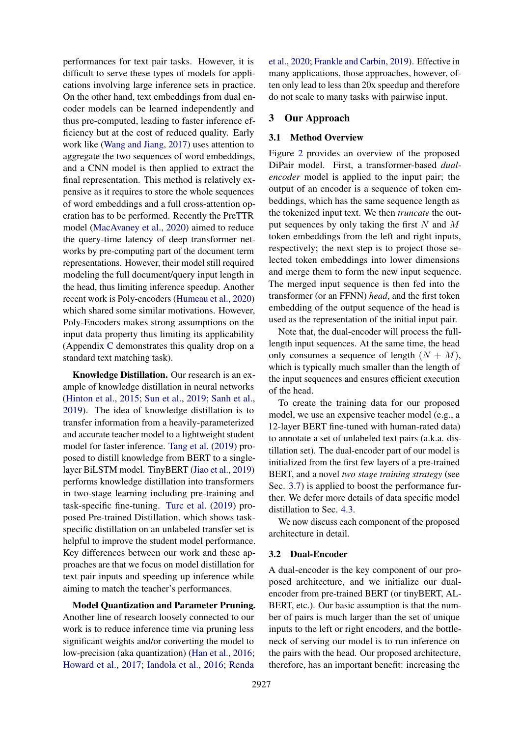performances for text pair tasks. However, it is difficult to serve these types of models for applications involving large inference sets in practice. On the other hand, text embeddings from dual encoder models can be learned independently and thus pre-computed, leading to faster inference efficiency but at the cost of reduced quality. Early work like (Wang and Jiang, 2017) uses attention to aggregate the two sequences of word embeddings, and a CNN model is then applied to extract the final representation. This method is relatively expensive as it requires to store the whole sequences of word embeddings and a full cross-attention operation has to be performed. Recently the PreTTR model (MacAvaney et al., 2020) aimed to reduce the query-time latency of deep transformer networks by pre-computing part of the document term representations. However, their model still required modeling the full document/query input length in the head, thus limiting inference speedup. Another recent work is Poly-encoders (Humeau et al., 2020) which shared some similar motivations. However, Poly-Encoders makes strong assumptions on the input data property thus limiting its applicability (Appendix C demonstrates this quality drop on a standard text matching task).

**Knowledge Distillation.** Our research is an example of knowledge distillation in neural networks (Hinton et al., 2015; Sun et al., 2019; Sanh et al., 2019). The idea of knowledge distillation is to transfer information from a heavily-parameterized and accurate teacher model to a lightweight student model for faster inference. Tang et al. (2019) proposed to distill knowledge from BERT to a single-layer BiLSTM model. TinyBERT (Jiao et al., 2019) performs knowledge distillation into transformers in two-stage learning including pre-training and task-specific fine-tuning. Turc et al. (2019) proposed Pre-trained Distillation, which shows task-specific distillation on an unlabeled transfer set is helpful to improve the student model performance. Key differences between our work and these approaches are that we focus on model distillation for text pair inputs and speeding up inference while aiming to match the teacher's performances.

**Model Quantization and Parameter Pruning.** Another line of research loosely connected to our work is to reduce inference time via pruning less significant weights and/or converting the model to low-precision (aka quantization) (Han et al., 2016; Howard et al., 2017; Iandola et al., 2016; Renda et al., 2020; Frankle and Carbin, 2019). Effective in many applications, those approaches, however, often only lead to less than 20x speedup and therefore do not scale to many tasks with pairwise input.

## 3 Our Approach

### 3.1 Method Overview

Figure 2 provides an overview of the proposed DiPair model. First, a transformer-based *dual-encoder* model is applied to the input pair; the output of an encoder is a sequence of token embeddings, which has the same sequence length as the tokenized input text. We then *truncate* the output sequences by only taking the first $N$ and $M$ token embeddings from the left and right inputs, respectively; the next step is to project those selected token embeddings into lower dimensions and merge them to form the new input sequence. The merged input sequence is then fed into the transformer (or an FFNN) *head*, and the first token embedding of the output sequence of the head is used as the representation of the initial input pair.

Note that, the dual-encoder will process the full-length input sequences. At the same time, the head only consumes a sequence of length $(N + M)$, which is typically much smaller than the length of the input sequences and ensures efficient execution of the head.

To create the training data for our proposed model, we use an expensive teacher model (e.g., a 12-layer BERT fine-tuned with human-rated data) to annotate a set of unlabeled text pairs (a.k.a. distillation set). The dual-encoder part of our model is initialized from the first few layers of a pre-trained BERT, and a novel *two stage training strategy* (see Sec. 3.7) is applied to boost the performance further. We defer more details of data specific model distillation to Sec. 4.3.

We now discuss each component of the proposed architecture in detail.

### 3.2 Dual-Encoder

A dual-encoder is the key component of our proposed architecture, and we initialize our dual-encoder from pre-trained BERT (or tinyBERT, ALBERT, etc.). Our basic assumption is that the number of pairs is much larger than the set of unique inputs to the left or right encoders, and the bottleneck of serving our model is to run inference on the pairs with the head. Our proposed architecture, therefore, has an important benefit: increasing the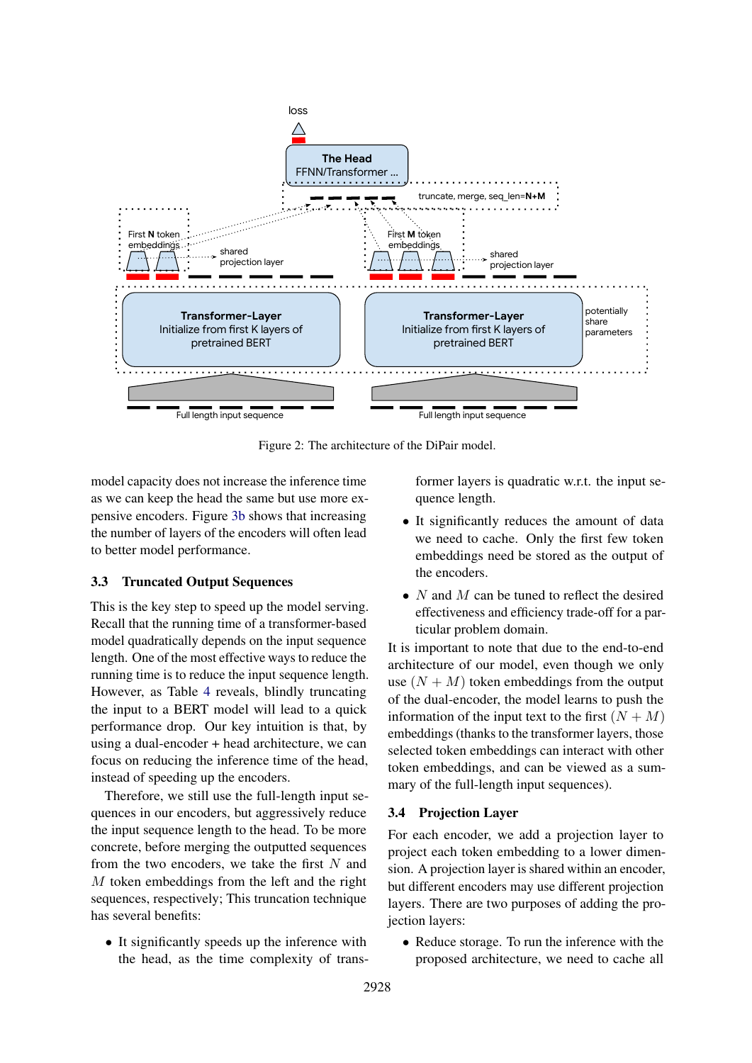Figure 2: The architecture of the DiPair model.

model capacity does not increase the inference time as we can keep the head the same but use more expensive encoders. Figure 3b shows that increasing the number of layers of the encoders will often lead to better model performance.

### 3.3 Truncated Output Sequences

This is the key step to speed up the model serving. Recall that the running time of a transformer-based model quadratically depends on the input sequence length. One of the most effective ways to reduce the running time is to reduce the input sequence length. However, as Table 4 reveals, blindly truncating the input to a BERT model will lead to a quick performance drop. Our key intuition is that, by using a dual-encoder + head architecture, we can focus on reducing the inference time of the head, instead of speeding up the encoders.

Therefore, we still use the full-length input sequences in our encoders, but aggressively reduce the input sequence length to the head. To be more concrete, before merging the outputted sequences from the two encoders, we take the first $N$ and $M$ token embeddings from the left and the right sequences, respectively; This truncation technique has several benefits:

- It significantly speeds up the inference with the head, as the time complexity of transformer layers is quadratic w.r.t. the input sequence length.
- It significantly reduces the amount of data we need to cache. Only the first few token embeddings need be stored as the output of the encoders.
- $N$ and $M$ can be tuned to reflect the desired effectiveness and efficiency trade-off for a particular problem domain.

It is important to note that due to the end-to-end architecture of our model, even though we only use $(N + M)$ token embeddings from the output of the dual-encoder, the model learns to push the information of the input text to the first $(N + M)$ embeddings (thanks to the transformer layers, those selected token embeddings can interact with other token embeddings, and can be viewed as a summary of the full-length input sequences).

### 3.4 Projection Layer

For each encoder, we add a projection layer to project each token embedding to a lower dimension. A projection layer is shared within an encoder, but different encoders may use different projection layers. There are two purposes of adding the projection layers:

- Reduce storage. To run the inference with the proposed architecture, we need to cache all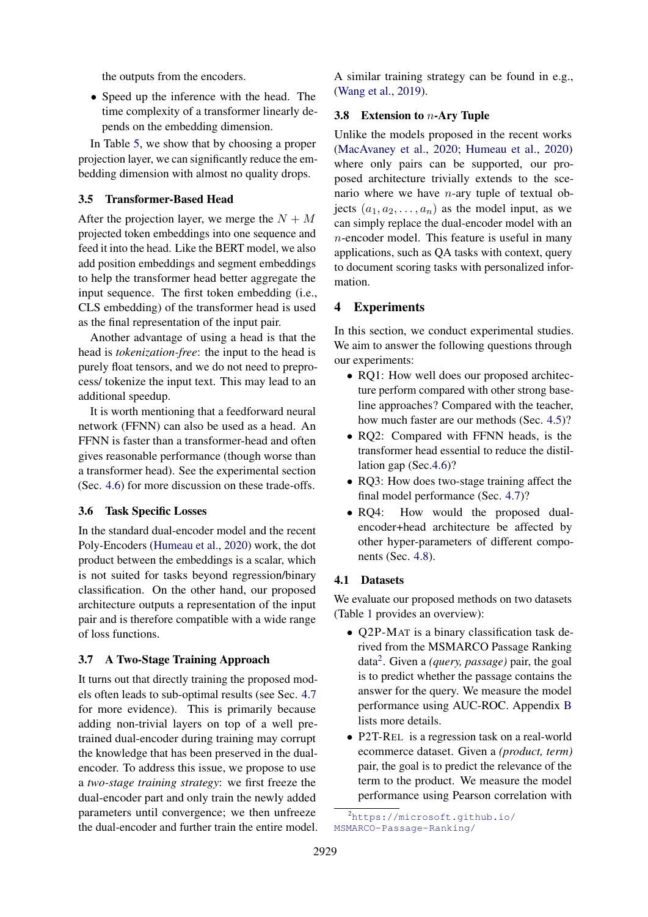the outputs from the encoders.

- Speed up the inference with the head. The time complexity of a transformer linearly depends on the embedding dimension.

In Table 5, we show that by choosing a proper projection layer, we can significantly reduce the embedding dimension with almost no quality drops.

### 3.5 Transformer-Based Head

After the projection layer, we merge the $N + M$ projected token embeddings into one sequence and feed it into the head. Like the BERT model, we also add position embeddings and segment embeddings to help the transformer head better aggregate the input sequence. The first token embedding (i.e., CLS embedding) of the transformer head is used as the final representation of the input pair.

Another advantage of using a head is that the head is *tokenization-free*: the input to the head is purely float tensors, and we do not need to preprocess/ tokenize the input text. This may lead to an additional speedup.

It is worth mentioning that a feedforward neural network (FFNN) can also be used as a head. An FFNN is faster than a transformer-head and often gives reasonable performance (though worse than a transformer head). See the experimental section (Sec. 4.6) for more discussion on these trade-offs.

### 3.6 Task Specific Losses

In the standard dual-encoder model and the recent Poly-Encoders (Humeau et al., 2020) work, the dot product between the embeddings is a scalar, which is not suited for tasks beyond regression/binary classification. On the other hand, our proposed architecture outputs a representation of the input pair and is therefore compatible with a wide range of loss functions.

### 3.7 A Two-Stage Training Approach

It turns out that directly training the proposed models often leads to sub-optimal results (see Sec. 4.7 for more evidence). This is primarily because adding non-trivial layers on top of a well pretrained dual-encoder during training may corrupt the knowledge that has been preserved in the dual-encoder. To address this issue, we propose to use a *two-stage training strategy*: we first freeze the dual-encoder part and only train the newly added parameters until convergence; we then unfreeze the dual-encoder and further train the entire model. A similar training strategy can be found in e.g., (Wang et al., 2019).

### 3.8 Extension to $n$-Ary Tuple

Unlike the models proposed in the recent works (MacAvaney et al., 2020; Humeau et al., 2020) where only pairs can be supported, our proposed architecture trivially extends to the scenario where we have $n$-ary tuple of textual objects $(a_1, a_2, \ldots, a_n)$ as the model input, as we can simply replace the dual-encoder model with an $n$-encoder model. This feature is useful in many applications, such as QA tasks with context, query to document scoring tasks with personalized information.

## 4 Experiments

In this section, we conduct experimental studies. We aim to answer the following questions through our experiments:

- RQ1: How well does our proposed architecture perform compared with other strong baseline approaches? Compared with the teacher, how much faster are our methods (Sec. 4.5)?
- RQ2: Compared with FFNN heads, is the transformer head essential to reduce the distillation gap (Sec.4.6)?
- RQ3: How does two-stage training affect the final model performance (Sec. 4.7)?
- RQ4: How would the proposed dual-encoder+head architecture be affected by other hyper-parameters of different components (Sec. 4.8).

### 4.1 Datasets

We evaluate our proposed methods on two datasets (Table 1 provides an overview):

- Q2P-MAT is a binary classification task derived from the MSMARCO Passage Ranking data[2]. Given a *(query, passage)* pair, the goal is to predict whether the passage contains the answer for the query. We measure the model performance using AUC-ROC. Appendix B lists more details.
- P2T-REL is a regression task on a real-world ecommerce dataset. Given a *(product, term)* pair, the goal is to predict the relevance of the term to the product. We measure the model performance using Pearson correlation with

[2] https://microsoft.github.io/MSMARCO-Passage-Ranking/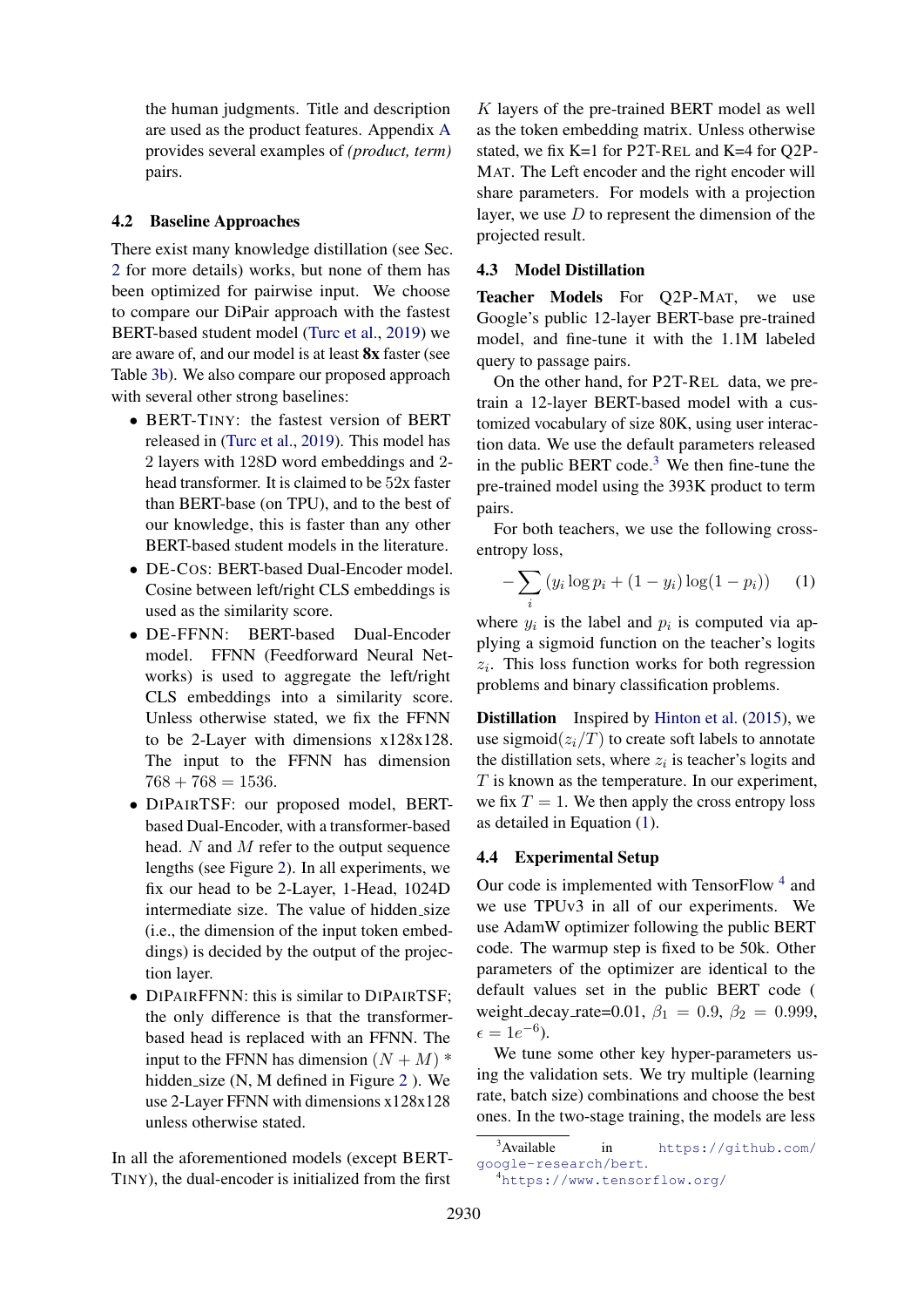the human judgments. Title and description are used as the product features. Appendix A provides several examples of *(product, term)* pairs.

### 4.2 Baseline Approaches

There exist many knowledge distillation (see Sec. 2 for more details) works, but none of them has been optimized for pairwise input. We choose to compare our DiPair approach with the fastest BERT-based student model (Turc et al., 2019) we are aware of, and our model is at least **8x** faster (see Table 3b). We also compare our proposed approach with several other strong baselines:

- BERT-TINY: the fastest version of BERT released in (Turc et al., 2019). This model has 2 layers with 128D word embeddings and 2-head transformer. It is claimed to be 52x faster than BERT-base (on TPU), and to the best of our knowledge, this is faster than any other BERT-based student models in the literature.
- DE-COS: BERT-based Dual-Encoder model. Cosine between left/right CLS embeddings is used as the similarity score.
- DE-FFNN: BERT-based Dual-Encoder model. FFNN (Feedforward Neural Networks) is used to aggregate the left/right CLS embeddings into a similarity score. Unless otherwise stated, we fix the FFNN to be 2-Layer with dimensions x128x128. The input to the FFNN has dimension $768 + 768 = 1536$.
- DIPAIRTSF: our proposed model, BERT-based Dual-Encoder, with a transformer-based head. $N$ and $M$ refer to the output sequence lengths (see Figure 2). In all experiments, we fix our head to be 2-Layer, 1-Head, 1024D intermediate size. The value of hidden_size (i.e., the dimension of the input token embeddings) is decided by the output of the projection layer.
- DIPAIRFFNN: this is similar to DIPAIRTSF; the only difference is that the transformer-based head is replaced with an FFNN. The input to the FFNN has dimension $(N + M) *$ hidden_size (N, M defined in Figure 2 ). We use 2-Layer FFNN with dimensions x128x128 unless otherwise stated.

In all the aforementioned models (except BERT-TINY), the dual-encoder is initialized from the first $K$ layers of the pre-trained BERT model as well as the token embedding matrix. Unless otherwise stated, we fix K=1 for P2T-REL and K=4 for Q2P-MAT. The Left encoder and the right encoder will share parameters. For models with a projection layer, we use $D$ to represent the dimension of the projected result.

### 4.3 Model Distillation

**Teacher Models** For Q2P-MAT, we use Google's public 12-layer BERT-base pre-trained model, and fine-tune it with the 1.1M labeled query to passage pairs.

On the other hand, for P2T-REL data, we pre-train a 12-layer BERT-based model with a customized vocabulary of size 80K, using user interaction data. We use the default parameters released in the public BERT code.[3] We then fine-tune the pre-trained model using the 393K product to term pairs.

For both teachers, we use the following cross-entropy loss,

$$-\sum_i (y_i \log p_i + (1 - y_i) \log(1 - p_i)) \quad (1)$$

where $y_i$ is the label and $p_i$ is computed via applying a sigmoid function on the teacher's logits $z_i$. This loss function works for both regression problems and binary classification problems.

**Distillation** Inspired by Hinton et al. (2015), we use $\text{sigmoid}(z_i/T)$ to create soft labels to annotate the distillation sets, where $z_i$ is teacher's logits and $T$ is known as the temperature. In our experiment, we fix $T = 1$. We then apply the cross entropy loss as detailed in Equation (1).

### 4.4 Experimental Setup

Our code is implemented with TensorFlow [4] and we use TPUv3 in all of our experiments. We use AdamW optimizer following the public BERT code. The warmup step is fixed to be 50k. Other parameters of the optimizer are identical to the default values set in the public BERT code ( weight_decay_rate=0.01, $\beta_1 = 0.9$, $\beta_2 = 0.999$, $\epsilon = 1e^{-6}$).

We tune some other key hyper-parameters using the validation sets. We try multiple (learning rate, batch size) combinations and choose the best ones. In the two-stage training, the models are less

[3] Available in https://github.com/google-research/bert.

[4] https://www.tensorflow.org/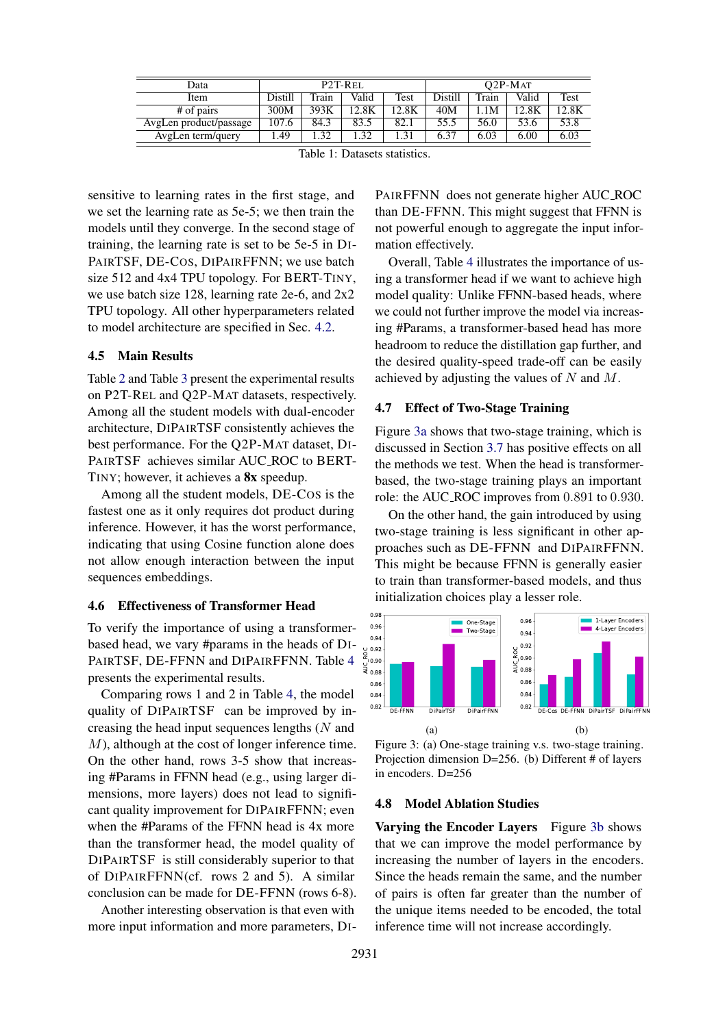| Data | P2T-REL | | | | Q2P-MAT | | | |
|---|---|---|---|---|---|---|---|---|
| Item | Distill | Train | Valid | Test | Distill | Train | Valid | Test |
| # of pairs | 300M | 393K | 12.8K | 12.8K | 40M | 1.1M | 12.8K | 12.8K |
| AvgLen product/passage | 107.6 | 84.3 | 83.5 | 82.1 | 55.5 | 56.0 | 53.6 | 53.8 |
| AvgLen term/query | 1.49 | 1.32 | 1.32 | 1.31 | 6.37 | 6.03 | 6.00 | 6.03 |

Table 1: Datasets statistics.

sensitive to learning rates in the first stage, and we set the learning rate as 5e-5; we then train the models until they converge. In the second stage of training, the learning rate is set to be 5e-5 in DIPAIRTSF, DE-COS, DIPAIRFFNN; we use batch size 512 and 4x4 TPU topology. For BERT-TINY, we use batch size 128, learning rate 2e-6, and 2x2 TPU topology. All other hyperparameters related to model architecture are specified in Sec. 4.2.

### 4.5 Main Results

Table 2 and Table 3 present the experimental results on P2T-REL and Q2P-MAT datasets, respectively. Among all the student models with dual-encoder architecture, DIPAIRTSF consistently achieves the best performance. For the Q2P-MAT dataset, DIPAIRTSF achieves similar AUC_ROC to BERT-TINY; however, it achieves a **8x** speedup.

Among all the student models, DE-COS is the fastest one as it only requires dot product during inference. However, it has the worst performance, indicating that using Cosine function alone does not allow enough interaction between the input sequences embeddings.

### 4.6 Effectiveness of Transformer Head

To verify the importance of using a transformer-based head, we vary #params in the heads of DIPAIRTSF, DE-FFNN and DIPAIRFFNN. Table 4 presents the experimental results.

Comparing rows 1 and 2 in Table 4, the model quality of DIPAIRTSF can be improved by increasing the head input sequences lengths ($N$ and $M$), although at the cost of longer inference time. On the other hand, rows 3-5 show that increasing #Params in FFNN head (e.g., using larger dimensions, more layers) does not lead to significant quality improvement for DIPAIRFFNN; even when the #Params of the FFNN head is 4x more than the transformer head, the model quality of DIPAIRTSF is still considerably superior to that of DIPAIRFFNN(cf. rows 2 and 5). A similar conclusion can be made for DE-FFNN (rows 6-8).

Another interesting observation is that even with more input information and more parameters, DIPAIRFFNN does not generate higher AUC_ROC than DE-FFNN. This might suggest that FFNN is not powerful enough to aggregate the input information effectively.

Overall, Table 4 illustrates the importance of using a transformer head if we want to achieve high model quality: Unlike FFNN-based heads, where we could not further improve the model via increasing #Params, a transformer-based head has more headroom to reduce the distillation gap further, and the desired quality-speed trade-off can be easily achieved by adjusting the values of $N$ and $M$.

### 4.7 Effect of Two-Stage Training

Figure 3a shows that two-stage training, which is discussed in Section 3.7 has positive effects on all the methods we test. When the head is transformer-based, the two-stage training plays an important role: the AUC_ROC improves from 0.891 to 0.930.

On the other hand, the gain introduced by using two-stage training is less significant in other approaches such as DE-FFNN and DIPAIRFFNN. This might be because FFNN is generally easier to train than transformer-based models, and thus initialization choices play a lesser role.

Figure 3: (a) One-stage training v.s. two-stage training. Projection dimension D=256. (b) Different # of layers in encoders. D=256

### 4.8 Model Ablation Studies

**Varying the Encoder Layers** Figure 3b shows that we can improve the model performance by increasing the number of layers in the encoders. Since the heads remain the same, and the number of pairs is often far greater than the number of the unique items needed to be encoded, the total inference time will not increase accordingly.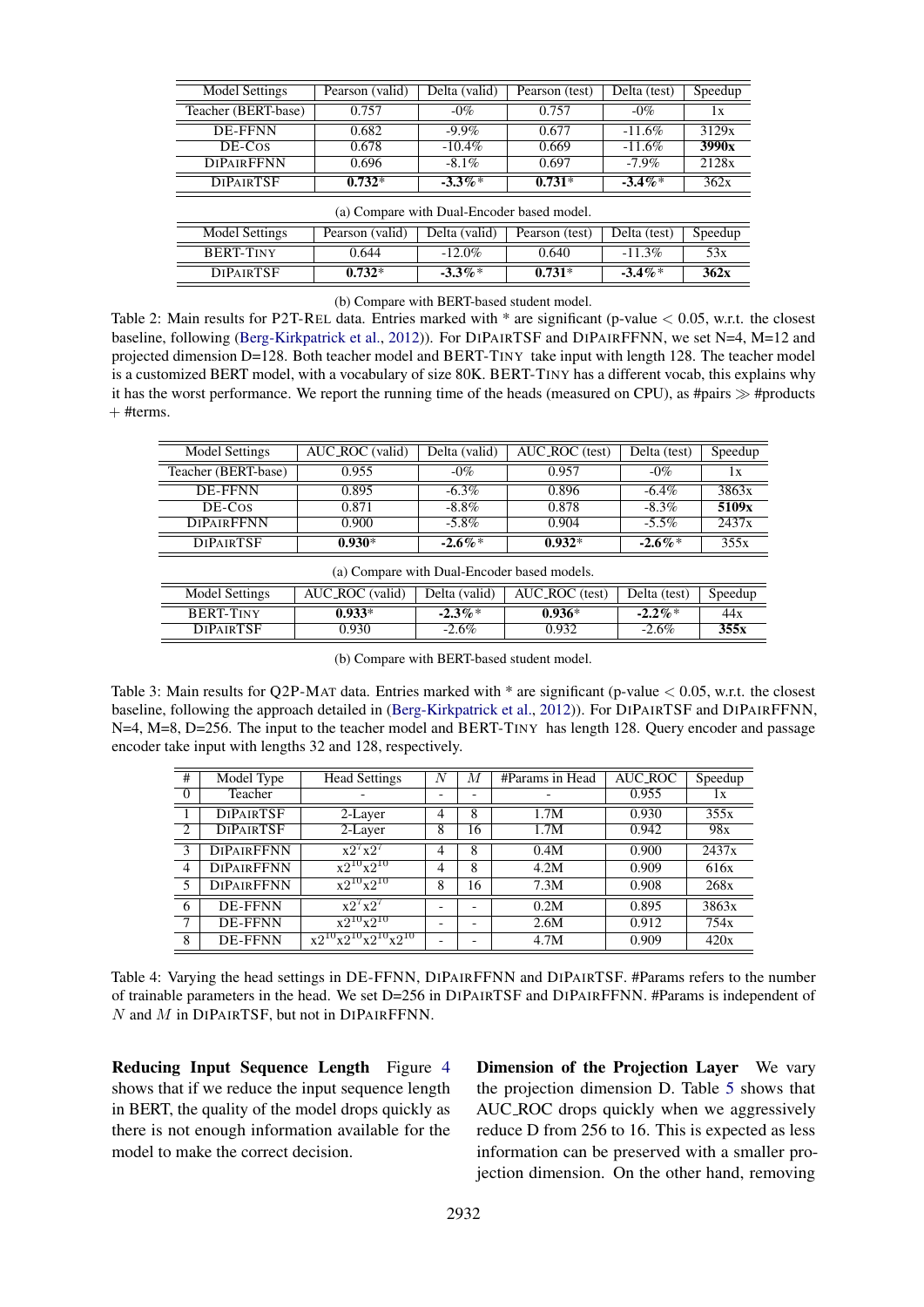| Model Settings | Pearson (valid) | Delta (valid) | Pearson (test) | Delta (test) | Speedup |
|---|---|---|---|---|---|
| Teacher (BERT-base) | 0.757 | -0% | 0.757 | -0% | 1x |
| DE-FFNN | 0.682 | -9.9% | 0.677 | -11.6% | 3129x |
| DE-COS | 0.678 | -10.4% | 0.669 | -11.6% | **3990x** |
| DIPAIRFFNN | 0.696 | -8.1% | 0.697 | -7.9% | 2128x |
| DIPAIRTSF | **0.732*** | **-3.3%*** | **0.731*** | **-3.4%*** | 362x |

(a) Compare with Dual-Encoder based model.

| Model Settings | Pearson (valid) | Delta (valid) | Pearson (test) | Delta (test) | Speedup |
|---|---|---|---|---|---|
| BERT-TINY | 0.644 | -12.0% | 0.640 | -11.3% | 53x |
| DIPAIRTSF | **0.732*** | **-3.3%*** | **0.731*** | **-3.4%*** | **362x** |

(b) Compare with BERT-based student model.

Table 2: Main results for P2T-REL data. Entries marked with * are significant (p-value $< 0.05$, w.r.t. the closest baseline, following (Berg-Kirkpatrick et al., 2012)). For DIPAIRTSF and DIPAIRFFNN, we set N=4, M=12 and projected dimension D=128. Both teacher model and BERT-TINY take input with length 128. The teacher model is a customized BERT model, with a vocabulary of size 80K. BERT-TINY has a different vocab, this explains why it has the worst performance. We report the running time of the heads (measured on CPU), as #pairs $\gg$ #products + #terms.

| Model Settings | AUC_ROC (valid) | Delta (valid) | AUC_ROC (test) | Delta (test) | Speedup |
|---|---|---|---|---|---|
| Teacher (BERT-base) | 0.955 | -0% | 0.957 | -0% | 1x |
| DE-FFNN | 0.895 | -6.3% | 0.896 | -6.4% | 3863x |
| DE-COS | 0.871 | -8.8% | 0.878 | -8.3% | **5109x** |
| DIPAIRFFNN | 0.900 | -5.8% | 0.904 | -5.5% | 2437x |
| DIPAIRTSF | **0.930*** | **-2.6%*** | **0.932*** | **-2.6%*** | 355x |

(a) Compare with Dual-Encoder based models.

| Model Settings | AUC_ROC (valid) | Delta (valid) | AUC_ROC (test) | Delta (test) | Speedup |
|---|---|---|---|---|---|
| BERT-TINY | **0.933*** | **-2.3%*** | **0.936*** | **-2.2%*** | 44x |
| DIPAIRTSF | 0.930 | -2.6% | 0.932 | -2.6% | **355x** |

(b) Compare with BERT-based student model.

Table 3: Main results for Q2P-MAT data. Entries marked with * are significant (p-value $< 0.05$, w.r.t. the closest baseline, following the approach detailed in (Berg-Kirkpatrick et al., 2012)). For DIPAIRTSF and DIPAIRFFNN, N=4, M=8, D=256. The input to the teacher model and BERT-TINY has length 128. Query encoder and passage encoder take input with lengths 32 and 128, respectively.

| # | Model Type | Head Settings | $N$ | $M$ | #Params in Head | AUC_ROC | Speedup |
|---|---|---|---|---|---|---|---|
| 0 | Teacher | - | - | - | - | 0.955 | 1x |
| 1 | DIPAIRTSF | 2-Layer | 4 | 8 | 1.7M | 0.930 | 355x |
| 2 | DIPAIRTSF | 2-Layer | 8 | 16 | 1.7M | 0.942 | 98x |
| 3 | DIPAIRFFNN | $x2^7x2^7$ | 4 | 8 | 0.4M | 0.900 | 2437x |
| 4 | DIPAIRFFNN | $x2^{10}x2^{10}$ | 4 | 8 | 4.2M | 0.909 | 616x |
| 5 | DIPAIRFFNN | $x2^{10}x2^{10}$ | 8 | 16 | 7.3M | 0.908 | 268x |
| 6 | DE-FFNN | $x2^7x2^7$ | - | - | 0.2M | 0.895 | 3863x |
| 7 | DE-FFNN | $x2^{10}x2^{10}$ | - | - | 2.6M | 0.912 | 754x |
| 8 | DE-FFNN | $x2^{10}x2^{10}x2^{10}x2^{10}$ | - | - | 4.7M | 0.909 | 420x |

Table 4: Varying the head settings in DE-FFNN, DIPAIRFFNN and DIPAIRTSF. #Params refers to the number of trainable parameters in the head. We set D=256 in DIPAIRTSF and DIPAIRFFNN. #Params is independent of $N$ and $M$ in DIPAIRTSF, but not in DIPAIRFFNN.

**Reducing Input Sequence Length** Figure 4 shows that if we reduce the input sequence length in BERT, the quality of the model drops quickly as there is not enough information available for the model to make the correct decision.

**Dimension of the Projection Layer** We vary the projection dimension D. Table 5 shows that AUC_ROC drops quickly when we aggressively reduce D from 256 to 16. This is expected as less information can be preserved with a smaller projection dimension. On the other hand, removing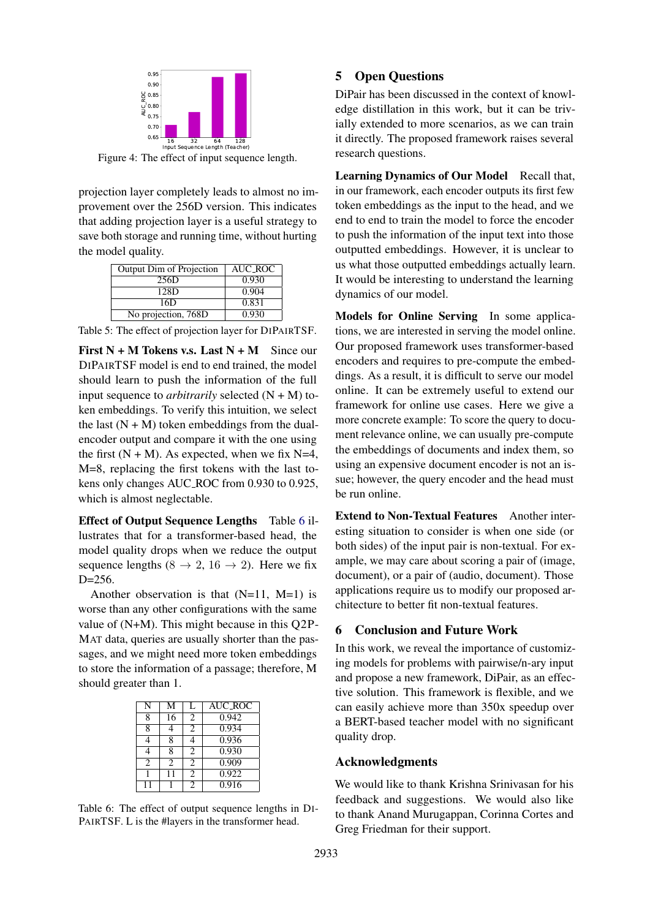Figure 4: The effect of input sequence length.

projection layer completely leads to almost no improvement over the 256D version. This indicates that adding projection layer is a useful strategy to save both storage and running time, without hurting the model quality.

| Output Dim of Projection | AUC_ROC |
|---|---|
| 256D | 0.930 |
| 128D | 0.904 |
| 16D | 0.831 |
| No projection, 768D | 0.930 |

Table 5: The effect of projection layer for DIPAIRTSF.

**First N + M Tokens v.s. Last N + M** Since our DIPAIRTSF model is end to end trained, the model should learn to push the information of the full input sequence to *arbitrarily* selected (N + M) token embeddings. To verify this intuition, we select the last (N + M) token embeddings from the dual-encoder output and compare it with the one using the first (N + M). As expected, when we fix N=4, M=8, replacing the first tokens with the last tokens only changes AUC_ROC from 0.930 to 0.925, which is almost neglectable.

**Effect of Output Sequence Lengths** Table 6 illustrates that for a transformer-based head, the model quality drops when we reduce the output sequence lengths ($8 \rightarrow 2$, $16 \rightarrow 2$). Here we fix D=256.

Another observation is that (N=11, M=1) is worse than any other configurations with the same value of (N+M). This might because in this Q2P-MAT data, queries are usually shorter than the passages, and we might need more token embeddings to store the information of a passage; therefore, M should greater than 1.

| N | M | L | AUC_ROC |
|---|---|---|---|
| 8 | 16 | 2 | 0.942 |
| 8 | 4 | 2 | 0.934 |
| 4 | 8 | 4 | 0.936 |
| 4 | 8 | 2 | 0.930 |
| 2 | 2 | 2 | 0.909 |
| 1 | 11 | 2 | 0.922 |
| 11 | 1 | 2 | 0.916 |

Table 6: The effect of output sequence lengths in DIPAIRTSF. L is the #layers in the transformer head.

## 5 Open Questions

DiPair has been discussed in the context of knowledge distillation in this work, but it can be trivially extended to more scenarios, as we can train it directly. The proposed framework raises several research questions.

**Learning Dynamics of Our Model** Recall that, in our framework, each encoder outputs its first few token embeddings as the input to the head, and we end to end to train the model to force the encoder to push the information of the input text into those outputted embeddings. However, it is unclear to us what those outputted embeddings actually learn. It would be interesting to understand the learning dynamics of our model.

**Models for Online Serving** In some applications, we are interested in serving the model online. Our proposed framework uses transformer-based encoders and requires to pre-compute the embeddings. As a result, it is difficult to serve our model online. It can be extremely useful to extend our framework for online use cases. Here we give a more concrete example: To score the query to document relevance online, we can usually pre-compute the embeddings of documents and index them, so using an expensive document encoder is not an issue; however, the query encoder and the head must be run online.

**Extend to Non-Textual Features** Another interesting situation to consider is when one side (or both sides) of the input pair is non-textual. For example, we may care about scoring a pair of (image, document), or a pair of (audio, document). Those applications require us to modify our proposed architecture to better fit non-textual features.

## 6 Conclusion and Future Work

In this work, we reveal the importance of customizing models for problems with pairwise/n-ary input and propose a new framework, DiPair, as an effective solution. This framework is flexible, and we can easily achieve more than 350x speedup over a BERT-based teacher model with no significant quality drop.

## Acknowledgments

We would like to thank Krishna Srinivasan for his feedback and suggestions. We would also like to thank Anand Murugappan, Corinna Cortes and Greg Friedman for their support.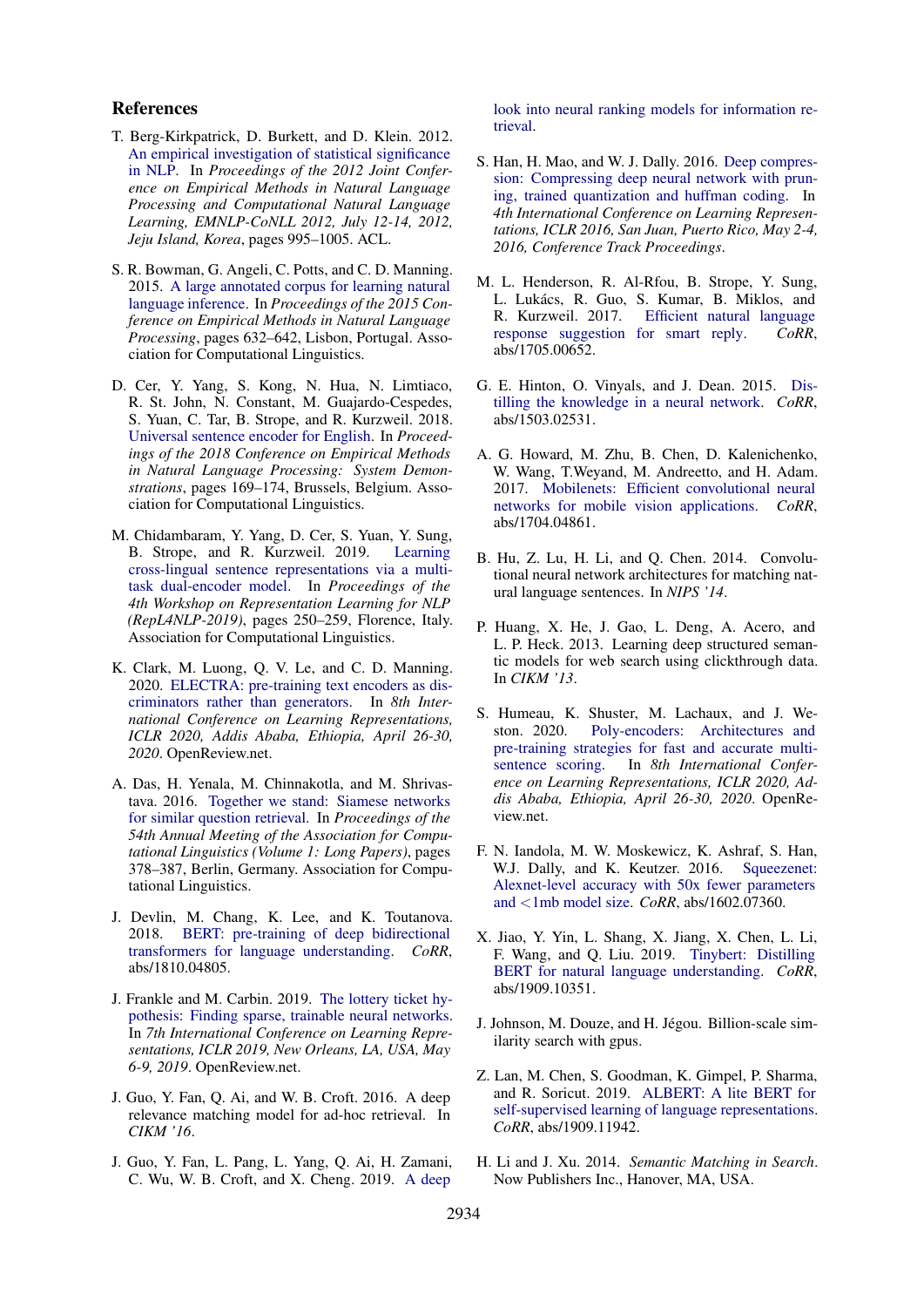## References

T. Berg-Kirkpatrick, D. Burkett, and D. Klein. 2012. An empirical investigation of statistical significance in NLP. In *Proceedings of the 2012 Joint Conference on Empirical Methods in Natural Language Processing and Computational Natural Language Learning, EMNLP-CoNLL 2012, July 12-14, 2012, Jeju Island, Korea*, pages 995–1005. ACL.

S. R. Bowman, G. Angeli, C. Potts, and C. D. Manning. 2015. A large annotated corpus for learning natural language inference. In *Proceedings of the 2015 Conference on Empirical Methods in Natural Language Processing*, pages 632–642, Lisbon, Portugal. Association for Computational Linguistics.

D. Cer, Y. Yang, S. Kong, N. Hua, N. Limtiaco, R. St. John, N. Constant, M. Guajardo-Cespedes, S. Yuan, C. Tar, B. Strope, and R. Kurzweil. 2018. Universal sentence encoder for English. In *Proceedings of the 2018 Conference on Empirical Methods in Natural Language Processing: System Demonstrations*, pages 169–174, Brussels, Belgium. Association for Computational Linguistics.

M. Chidambaram, Y. Yang, D. Cer, S. Yuan, Y. Sung, B. Strope, and R. Kurzweil. 2019. Learning cross-lingual sentence representations via a multi-task dual-encoder model. In *Proceedings of the 4th Workshop on Representation Learning for NLP (RepL4NLP-2019)*, pages 250–259, Florence, Italy. Association for Computational Linguistics.

K. Clark, M. Luong, Q. V. Le, and C. D. Manning. 2020. ELECTRA: pre-training text encoders as discriminators rather than generators. In *8th International Conference on Learning Representations, ICLR 2020, Addis Ababa, Ethiopia, April 26-30, 2020*. OpenReview.net.

A. Das, H. Yenala, M. Chinnakotla, and M. Shrivastava. 2016. Together we stand: Siamese networks for similar question retrieval. In *Proceedings of the 54th Annual Meeting of the Association for Computational Linguistics (Volume 1: Long Papers)*, pages 378–387, Berlin, Germany. Association for Computational Linguistics.

J. Devlin, M. Chang, K. Lee, and K. Toutanova. 2018. BERT: pre-training of deep bidirectional transformers for language understanding. *CoRR*, abs/1810.04805.

J. Frankle and M. Carbin. 2019. The lottery ticket hypothesis: Finding sparse, trainable neural networks. In *7th International Conference on Learning Representations, ICLR 2019, New Orleans, LA, USA, May 6-9, 2019*. OpenReview.net.

J. Guo, Y. Fan, Q. Ai, and W. B. Croft. 2016. A deep relevance matching model for ad-hoc retrieval. In *CIKM '16*.

J. Guo, Y. Fan, L. Pang, L. Yang, Q. Ai, H. Zamani, C. Wu, W. B. Croft, and X. Cheng. 2019. A deep look into neural ranking models for information retrieval.

S. Han, H. Mao, and W. J. Dally. 2016. Deep compression: Compressing deep neural network with pruning, trained quantization and huffman coding. In *4th International Conference on Learning Representations, ICLR 2016, San Juan, Puerto Rico, May 2-4, 2016, Conference Track Proceedings*.

M. L. Henderson, R. Al-Rfou, B. Strope, Y. Sung, L. Lukács, R. Guo, S. Kumar, B. Miklos, and R. Kurzweil. 2017. Efficient natural language response suggestion for smart reply. *CoRR*, abs/1705.00652.

G. E. Hinton, O. Vinyals, and J. Dean. 2015. Distilling the knowledge in a neural network. *CoRR*, abs/1503.02531.

A. G. Howard, M. Zhu, B. Chen, D. Kalenichenko, W. Wang, T.Weyand, M. Andreetto, and H. Adam. 2017. Mobilenets: Efficient convolutional neural networks for mobile vision applications. *CoRR*, abs/1704.04861.

B. Hu, Z. Lu, H. Li, and Q. Chen. 2014. Convolutional neural network architectures for matching natural language sentences. In *NIPS '14*.

P. Huang, X. He, J. Gao, L. Deng, A. Acero, and L. P. Heck. 2013. Learning deep structured semantic models for web search using clickthrough data. In *CIKM '13*.

S. Humeau, K. Shuster, M. Lachaux, and J. Weston. 2020. Poly-encoders: Architectures and pre-training strategies for fast and accurate multi-sentence scoring. In *8th International Conference on Learning Representations, ICLR 2020, Addis Ababa, Ethiopia, April 26-30, 2020*. OpenReview.net.

F. N. Iandola, M. W. Moskewicz, K. Ashraf, S. Han, W.J. Dally, and K. Keutzer. 2016. Squeezenet: Alexnet-level accuracy with 50x fewer parameters and <1mb model size. *CoRR*, abs/1602.07360.

X. Jiao, Y. Yin, L. Shang, X. Jiang, X. Chen, L. Li, F. Wang, and Q. Liu. 2019. Tinybert: Distilling BERT for natural language understanding. *CoRR*, abs/1909.10351.

J. Johnson, M. Douze, and H. Jégou. Billion-scale similarity search with gpus.

Z. Lan, M. Chen, S. Goodman, K. Gimpel, P. Sharma, and R. Soricut. 2019. ALBERT: A lite BERT for self-supervised learning of language representations. *CoRR*, abs/1909.11942.

H. Li and J. Xu. 2014. *Semantic Matching in Search*. Now Publishers Inc., Hanover, MA, USA.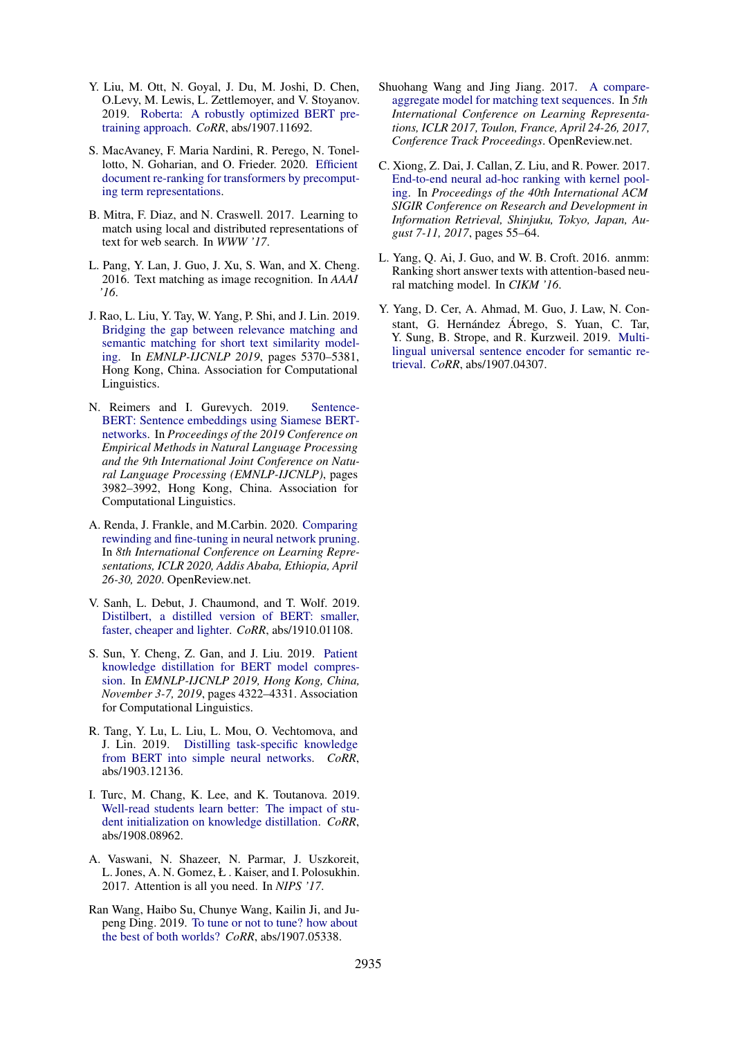Y. Liu, M. Ott, N. Goyal, J. Du, M. Joshi, D. Chen, O.Levy, M. Lewis, L. Zettlemoyer, and V. Stoyanov. 2019. Roberta: A robustly optimized BERT pretraining approach. *CoRR*, abs/1907.11692.

S. MacAvaney, F. Maria Nardini, R. Perego, N. Tonellotto, N. Goharian, and O. Frieder. 2020. Efficient document re-ranking for transformers by precomputing term representations.

B. Mitra, F. Diaz, and N. Craswell. 2017. Learning to match using local and distributed representations of text for web search. In *WWW '17*.

L. Pang, Y. Lan, J. Guo, J. Xu, S. Wan, and X. Cheng. 2016. Text matching as image recognition. In *AAAI '16*.

J. Rao, L. Liu, Y. Tay, W. Yang, P. Shi, and J. Lin. 2019. Bridging the gap between relevance matching and semantic matching for short text similarity modeling. In *EMNLP-IJCNLP 2019*, pages 5370–5381, Hong Kong, China. Association for Computational Linguistics.

N. Reimers and I. Gurevych. 2019. Sentence-BERT: Sentence embeddings using Siamese BERT-networks. In *Proceedings of the 2019 Conference on Empirical Methods in Natural Language Processing and the 9th International Joint Conference on Natural Language Processing (EMNLP-IJCNLP)*, pages 3982–3992, Hong Kong, China. Association for Computational Linguistics.

A. Renda, J. Frankle, and M.Carbin. 2020. Comparing rewinding and fine-tuning in neural network pruning. In *8th International Conference on Learning Representations, ICLR 2020, Addis Ababa, Ethiopia, April 26-30, 2020*. OpenReview.net.

V. Sanh, L. Debut, J. Chaumond, and T. Wolf. 2019. Distilbert, a distilled version of BERT: smaller, faster, cheaper and lighter. *CoRR*, abs/1910.01108.

S. Sun, Y. Cheng, Z. Gan, and J. Liu. 2019. Patient knowledge distillation for BERT model compression. In *EMNLP-IJCNLP 2019, Hong Kong, China, November 3-7, 2019*, pages 4322–4331. Association for Computational Linguistics.

R. Tang, Y. Lu, L. Liu, L. Mou, O. Vechtomova, and J. Lin. 2019. Distilling task-specific knowledge from BERT into simple neural networks. *CoRR*, abs/1903.12136.

I. Turc, M. Chang, K. Lee, and K. Toutanova. 2019. Well-read students learn better: The impact of student initialization on knowledge distillation. *CoRR*, abs/1908.08962.

A. Vaswani, N. Shazeer, N. Parmar, J. Uszkoreit, L. Jones, A. N. Gomez, Ł . Kaiser, and I. Polosukhin. 2017. Attention is all you need. In *NIPS '17*.

Ran Wang, Haibo Su, Chunye Wang, Kailin Ji, and Jupeng Ding. 2019. To tune or not to tune? how about the best of both worlds? *CoRR*, abs/1907.05338.

Shuohang Wang and Jing Jiang. 2017. A compare-aggregate model for matching text sequences. In *5th International Conference on Learning Representations, ICLR 2017, Toulon, France, April 24-26, 2017, Conference Track Proceedings*. OpenReview.net.

C. Xiong, Z. Dai, J. Callan, Z. Liu, and R. Power. 2017. End-to-end neural ad-hoc ranking with kernel pooling. In *Proceedings of the 40th International ACM SIGIR Conference on Research and Development in Information Retrieval, Shinjuku, Tokyo, Japan, August 7-11, 2017*, pages 55–64.

L. Yang, Q. Ai, J. Guo, and W. B. Croft. 2016. anmm: Ranking short answer texts with attention-based neural matching model. In *CIKM '16*.

Y. Yang, D. Cer, A. Ahmad, M. Guo, J. Law, N. Constant, G. Hernández Ábrego, S. Yuan, C. Tar, Y. Sung, B. Strope, and R. Kurzweil. 2019. Multilingual universal sentence encoder for semantic retrieval. *CoRR*, abs/1907.04307.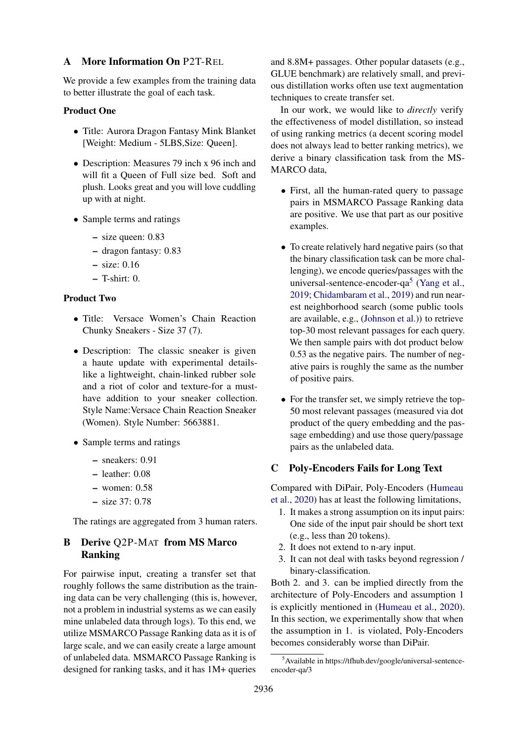## A More Information On P2T-REL

We provide a few examples from the training data to better illustrate the goal of each task.

**Product One**

- Title: Aurora Dragon Fantasy Mink Blanket [Weight: Medium - 5LBS,Size: Queen].
- Description: Measures 79 inch x 96 inch and will fit a Queen of Full size bed. Soft and plush. Looks great and you will love cuddling up with at night.
- Sample terms and ratings
  - size queen: 0.83
  - dragon fantasy: 0.83
  - size: 0.16
  - T-shirt: 0.

**Product Two**

- Title: Versace Women's Chain Reaction Chunky Sneakers - Size 37 (7).
- Description: The classic sneaker is given a haute update with experimental details-like a lightweight, chain-linked rubber sole and a riot of color and texture-for a must-have addition to your sneaker collection. Style Name:Versace Chain Reaction Sneaker (Women). Style Number: 5663881.
- Sample terms and ratings
  - sneakers: 0.91
  - leather: 0.08
  - women: 0.58
  - size 37: 0.78

The ratings are aggregated from 3 human raters.

## B Derive Q2P-MAT from MS Marco Ranking

For pairwise input, creating a transfer set that roughly follows the same distribution as the training data can be very challenging (this is, however, not a problem in industrial systems as we can easily mine unlabeled data through logs). To this end, we utilize MSMARCO Passage Ranking data as it is of large scale, and we can easily create a large amount of unlabeled data. MSMARCO Passage Ranking is designed for ranking tasks, and it has 1M+ queries and 8.8M+ passages. Other popular datasets (e.g., GLUE benchmark) are relatively small, and previous distillation works often use text augmentation techniques to create transfer set.

In our work, we would like to *directly* verify the effectiveness of model distillation, so instead of using ranking metrics (a decent scoring model does not always lead to better ranking metrics), we derive a binary classification task from the MS-MARCO data,

- First, all the human-rated query to passage pairs in MSMARCO Passage Ranking data are positive. We use that part as our positive examples.
- To create relatively hard negative pairs (so that the binary classification task can be more challenging), we encode queries/passages with the universal-sentence-encoder-qa[5] (Yang et al., 2019; Chidambaram et al., 2019) and run nearest neighborhood search (some public tools are available, e.g., (Johnson et al.)) to retrieve top-30 most relevant passages for each query. We then sample pairs with dot product below 0.53 as the negative pairs. The number of negative pairs is roughly the same as the number of positive pairs.
- For the transfer set, we simply retrieve the top-50 most relevant passages (measured via dot product of the query embedding and the passage embedding) and use those query/passage pairs as the unlabeled data.

## C Poly-Encoders Fails for Long Text

Compared with DiPair, Poly-Encoders (Humeau et al., 2020) has at least the following limitations,

1. It makes a strong assumption on its input pairs: One side of the input pair should be short text (e.g., less than 20 tokens).
2. It does not extend to n-ary input.
3. It can not deal with tasks beyond regression / binary-classification.

Both 2. and 3. can be implied directly from the architecture of Poly-Encoders and assumption 1 is explicitly mentioned in (Humeau et al., 2020). In this section, we experimentally show that when the assumption in 1. is violated, Poly-Encoders becomes considerably worse than DiPair.

[5] Available in https://tfhub.dev/google/universal-sentence-encoder-qa/3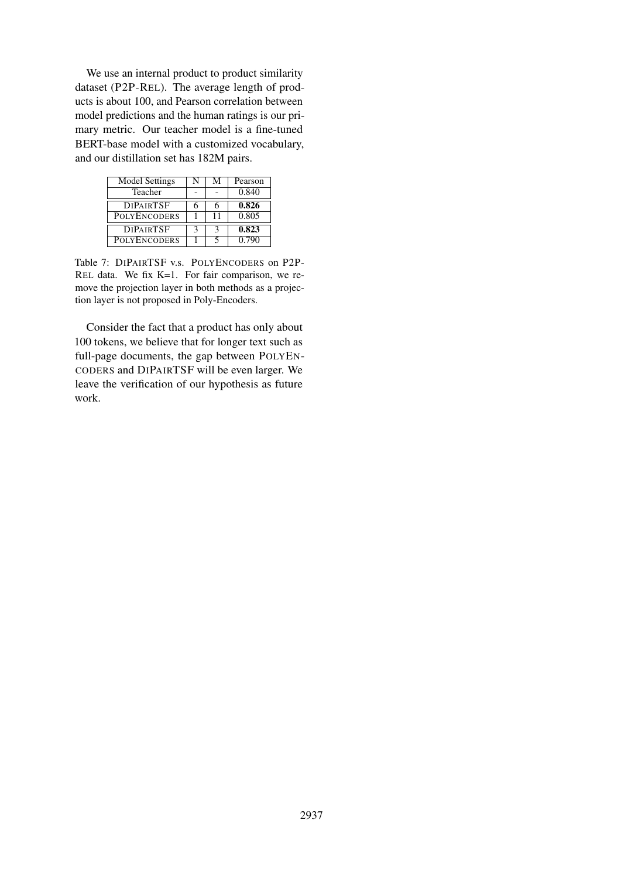We use an internal product to product similarity dataset (P2P-REL). The average length of products is about 100, and Pearson correlation between model predictions and the human ratings is our primary metric. Our teacher model is a fine-tuned BERT-base model with a customized vocabulary, and our distillation set has 182M pairs.

| Model Settings | N | M | Pearson |
|---|---|---|---|
| Teacher | - | - | 0.840 |
| DIPAIRTSF | 6 | 6 | **0.826** |
| POLYENCODERS | 1 | 11 | 0.805 |
| DIPAIRTSF | 3 | 3 | **0.823** |
| POLYENCODERS | 1 | 5 | 0.790 |

Table 7: DIPAIRTSF v.s. POLYENCODERS on P2P-REL data. We fix K=1. For fair comparison, we remove the projection layer in both methods as a projection layer is not proposed in Poly-Encoders.

Consider the fact that a product has only about 100 tokens, we believe that for longer text such as full-page documents, the gap between POLYENCODERS and DIPAIRTSF will be even larger. We leave the verification of our hypothesis as future work.